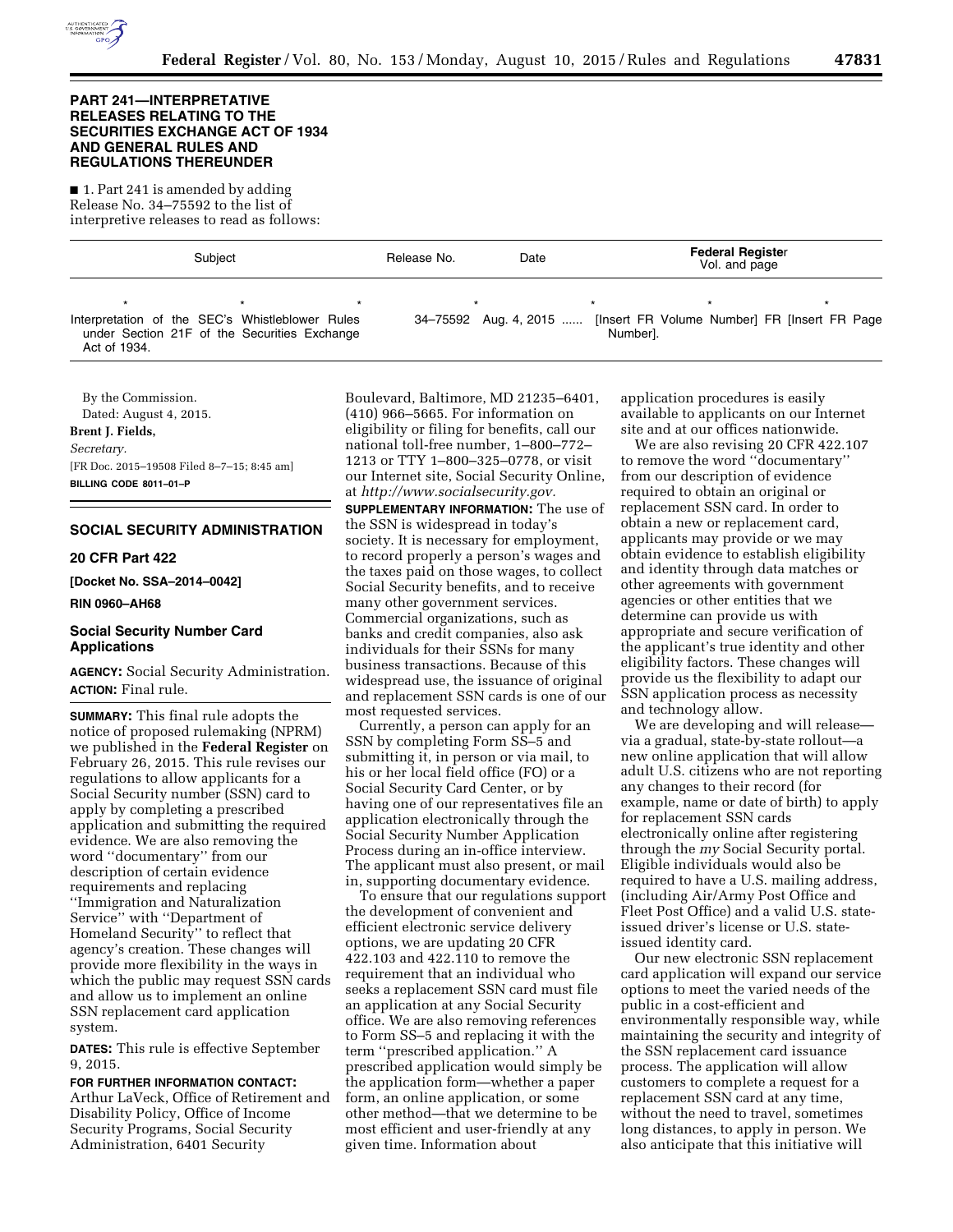## PART 241—INTERPRETATIVE RELEASES RELATING TO THE SECURITIES EXCHANGE ACT OF 1934 AND GENERAL RULES AND REGULATIONS THEREUNDER

■ 1. Part 241 is amended by adding Release No. 34–75592 to the list of interpretive releases to read as follows:

| Subject | Release No. | Date | Federal Register Vol. and page |
|---|---|---|---|
| * * * | * | * | * * |
| Interpretation of the SEC's Whistleblower Rules under Section 21F of the Securities Exchange Act of 1934. | 34–75592 | Aug. 4, 2015 ...... | [Insert FR Volume Number] FR [Insert FR Page Number]. |

By the Commission.

Dated: August 4, 2015.

**Brent J. Fields,**

*Secretary.*

[FR Doc. 2015–19508 Filed 8–7–15; 8:45 am]

**BILLING CODE 8011–01–P**

## SOCIAL SECURITY ADMINISTRATION

### 20 CFR Part 422

**[Docket No. SSA–2014–0042]**

**RIN 0960–AH68**

### Social Security Number Card Applications

**AGENCY:** Social Security Administration.

**ACTION:** Final rule.

**SUMMARY:** This final rule adopts the notice of proposed rulemaking (NPRM) we published in the **Federal Register** on February 26, 2015. This rule revises our regulations to allow applicants for a Social Security number (SSN) card to apply by completing a prescribed application and submitting the required evidence. We are also removing the word ''documentary'' from our description of certain evidence requirements and replacing ''Immigration and Naturalization Service'' with ''Department of Homeland Security'' to reflect that agency's creation. These changes will provide more flexibility in the ways in which the public may request SSN cards and allow us to implement an online SSN replacement card application system.

**DATES:** This rule is effective September 9, 2015.

**FOR FURTHER INFORMATION CONTACT:** Arthur LaVeck, Office of Retirement and Disability Policy, Office of Income Security Programs, Social Security Administration, 6401 Security Boulevard, Baltimore, MD 21235–6401, (410) 966–5665. For information on eligibility or filing for benefits, call our national toll-free number, 1–800–772–1213 or TTY 1–800–325–0778, or visit our Internet site, Social Security Online, at *http://www.socialsecurity.gov.*

**SUPPLEMENTARY INFORMATION:** The use of the SSN is widespread in today's society. It is necessary for employment, to record properly a person's wages and the taxes paid on those wages, to collect Social Security benefits, and to receive many other government services. Commercial organizations, such as banks and credit companies, also ask individuals for their SSNs for many business transactions. Because of this widespread use, the issuance of original and replacement SSN cards is one of our most requested services.

Currently, a person can apply for an SSN by completing Form SS–5 and submitting it, in person or via mail, to his or her local field office (FO) or a Social Security Card Center, or by having one of our representatives file an application electronically through the Social Security Number Application Process during an in-office interview. The applicant must also present, or mail in, supporting documentary evidence.

To ensure that our regulations support the development of convenient and efficient electronic service delivery options, we are updating 20 CFR 422.103 and 422.110 to remove the requirement that an individual who seeks a replacement SSN card must file an application at any Social Security office. We are also removing references to Form SS–5 and replacing it with the term ''prescribed application.'' A prescribed application would simply be the application form—whether a paper form, an online application, or some other method—that we determine to be most efficient and user-friendly at any given time. Information about application procedures is easily available to applicants on our Internet site and at our offices nationwide.

We are also revising 20 CFR 422.107 to remove the word ''documentary'' from our description of evidence required to obtain an original or replacement SSN card. In order to obtain a new or replacement card, applicants may provide or we may obtain evidence to establish eligibility and identity through data matches or other agreements with government agencies or other entities that we determine can provide us with appropriate and secure verification of the applicant's true identity and other eligibility factors. These changes will provide us the flexibility to adapt our SSN application process as necessity and technology allow.

We are developing and will release—via a gradual, state-by-state rollout—a new online application that will allow adult U.S. citizens who are not reporting any changes to their record (for example, name or date of birth) to apply for replacement SSN cards electronically online after registering through the *my* Social Security portal. Eligible individuals would also be required to have a U.S. mailing address, (including Air/Army Post Office and Fleet Post Office) and a valid U.S. state-issued driver's license or U.S. state-issued identity card.

Our new electronic SSN replacement card application will expand our service options to meet the varied needs of the public in a cost-efficient and environmentally responsible way, while maintaining the security and integrity of the SSN replacement card issuance process. The application will allow customers to complete a request for a replacement SSN card at any time, without the need to travel, sometimes long distances, to apply in person. We also anticipate that this initiative will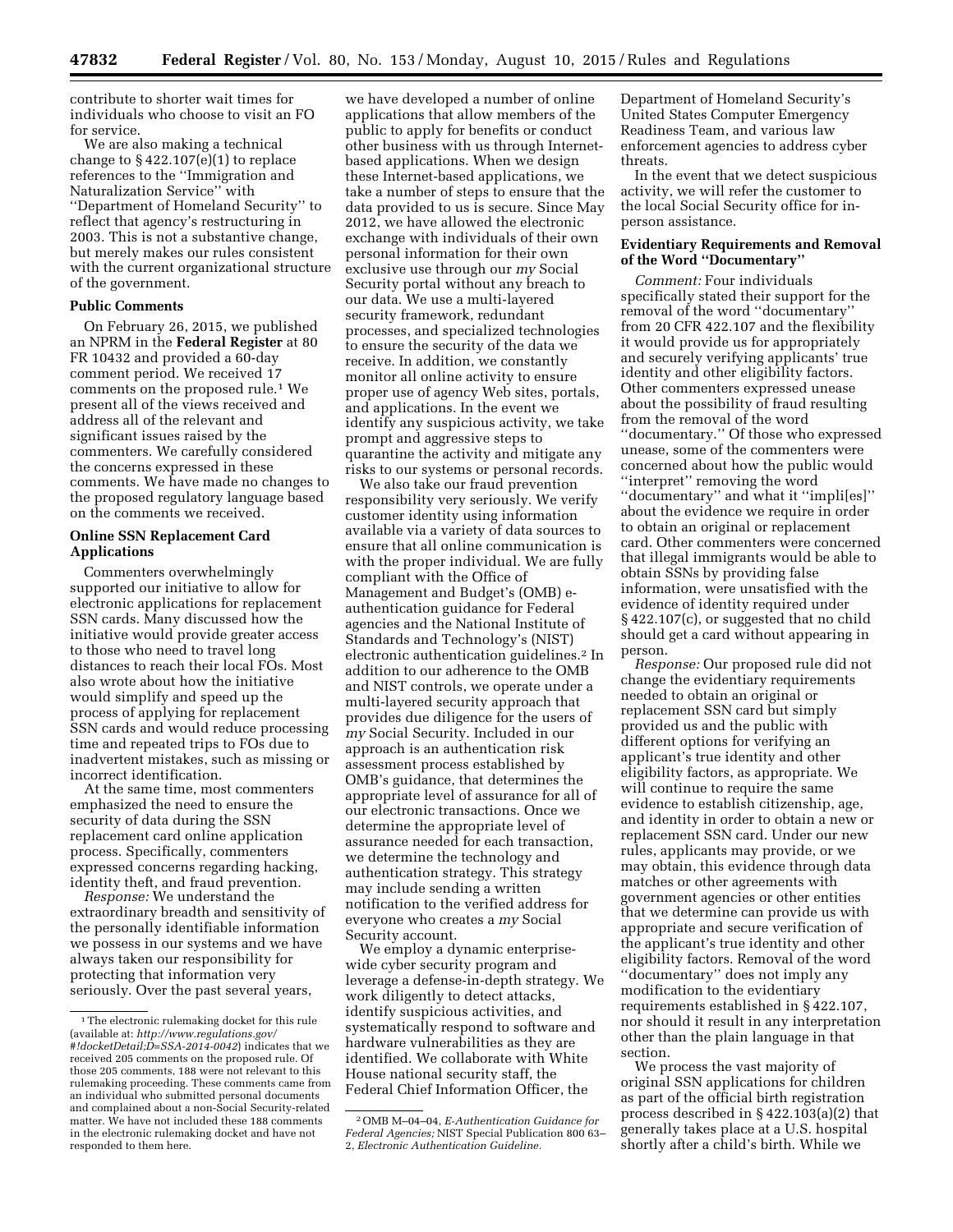contribute to shorter wait times for individuals who choose to visit an FO for service.

We are also making a technical change to § 422.107(e)(1) to replace references to the ''Immigration and Naturalization Service'' with ''Department of Homeland Security'' to reflect that agency's restructuring in 2003. This is not a substantive change, but merely makes our rules consistent with the current organizational structure of the government.

## Public Comments

On February 26, 2015, we published an NPRM in the **Federal Register** at 80 FR 10432 and provided a 60-day comment period. We received 17 comments on the proposed rule.[1] We present all of the views received and address all of the relevant and significant issues raised by the commenters. We carefully considered the concerns expressed in these comments. We have made no changes to the proposed regulatory language based on the comments we received.

## Online SSN Replacement Card Applications

Commenters overwhelmingly supported our initiative to allow for electronic applications for replacement SSN cards. Many discussed how the initiative would provide greater access to those who need to travel long distances to reach their local FOs. Most also wrote about how the initiative would simplify and speed up the process of applying for replacement SSN cards and would reduce processing time and repeated trips to FOs due to inadvertent mistakes, such as missing or incorrect identification.

At the same time, most commenters emphasized the need to ensure the security of data during the SSN replacement card online application process. Specifically, commenters expressed concerns regarding hacking, identity theft, and fraud prevention.

*Response:* We understand the extraordinary breadth and sensitivity of the personally identifiable information we possess in our systems and we have always taken our responsibility for protecting that information very seriously. Over the past several years, we have developed a number of online applications that allow members of the public to apply for benefits or conduct other business with us through Internet-based applications. When we design these Internet-based applications, we take a number of steps to ensure that the data provided to us is secure. Since May 2012, we have allowed the electronic exchange with individuals of their own personal information for their own exclusive use through our *my* Social Security portal without any breach to our data. We use a multi-layered security framework, redundant processes, and specialized technologies to ensure the security of the data we receive. In addition, we constantly monitor all online activity to ensure proper use of agency Web sites, portals, and applications. In the event we identify any suspicious activity, we take prompt and aggressive steps to quarantine the activity and mitigate any risks to our systems or personal records.

We also take our fraud prevention responsibility very seriously. We verify customer identity using information available via a variety of data sources to ensure that all online communication is with the proper individual. We are fully compliant with the Office of Management and Budget's (OMB) e-authentication guidance for Federal agencies and the National Institute of Standards and Technology's (NIST) electronic authentication guidelines.[2] In addition to our adherence to the OMB and NIST controls, we operate under a multi-layered security approach that provides due diligence for the users of *my* Social Security. Included in our approach is an authentication risk assessment process established by OMB's guidance, that determines the appropriate level of assurance for all of our electronic transactions. Once we determine the appropriate level of assurance needed for each transaction, we determine the technology and authentication strategy. This strategy may include sending a written notification to the verified address for everyone who creates a *my* Social Security account.

We employ a dynamic enterprise-wide cyber security program and leverage a defense-in-depth strategy. We work diligently to detect attacks, identify suspicious activities, and systematically respond to software and hardware vulnerabilities as they are identified. We collaborate with White House national security staff, the Federal Chief Information Officer, the Department of Homeland Security's United States Computer Emergency Readiness Team, and various law enforcement agencies to address cyber threats.

In the event that we detect suspicious activity, we will refer the customer to the local Social Security office for in-person assistance.

## Evidentiary Requirements and Removal of the Word ''Documentary''

*Comment:* Four individuals specifically stated their support for the removal of the word ''documentary'' from 20 CFR 422.107 and the flexibility it would provide us for appropriately and securely verifying applicants' true identity and other eligibility factors. Other commenters expressed unease about the possibility of fraud resulting from the removal of the word ''documentary.'' Of those who expressed unease, some of the commenters were concerned about how the public would ''interpret'' removing the word ''documentary'' and what it ''impli[es]'' about the evidence we require in order to obtain an original or replacement card. Other commenters were concerned that illegal immigrants would be able to obtain SSNs by providing false information, were unsatisfied with the evidence of identity required under § 422.107(c), or suggested that no child should get a card without appearing in person.

*Response:* Our proposed rule did not change the evidentiary requirements needed to obtain an original or replacement SSN card but simply provided us and the public with different options for verifying an applicant's true identity and other eligibility factors, as appropriate. We will continue to require the same evidence to establish citizenship, age, and identity in order to obtain a new or replacement SSN card. Under our new rules, applicants may provide, or we may obtain, this evidence through data matches or other agreements with government agencies or other entities that we determine can provide us with appropriate and secure verification of the applicant's true identity and other eligibility factors. Removal of the word ''documentary'' does not imply any modification to the evidentiary requirements established in § 422.107, nor should it result in any interpretation other than the plain language in that section.

We process the vast majority of original SSN applications for children as part of the official birth registration process described in § 422.103(a)(2) that generally takes place at a U.S. hospital shortly after a child's birth. While we

---

[1] The electronic rulemaking docket for this rule (available at: *http://www.regulations.gov/#!docketDetail;D=SSA-2014-0042*) indicates that we received 205 comments on the proposed rule. Of those 205 comments, 188 were not relevant to this rulemaking proceeding. These comments came from an individual who submitted personal documents and complained about a non-Social Security-related matter. We have not included these 188 comments in the electronic rulemaking docket and have not responded to them here.

[2] OMB M–04–04, *E-Authentication Guidance for Federal Agencies;* NIST Special Publication 800 63–2, *Electronic Authentication Guideline.*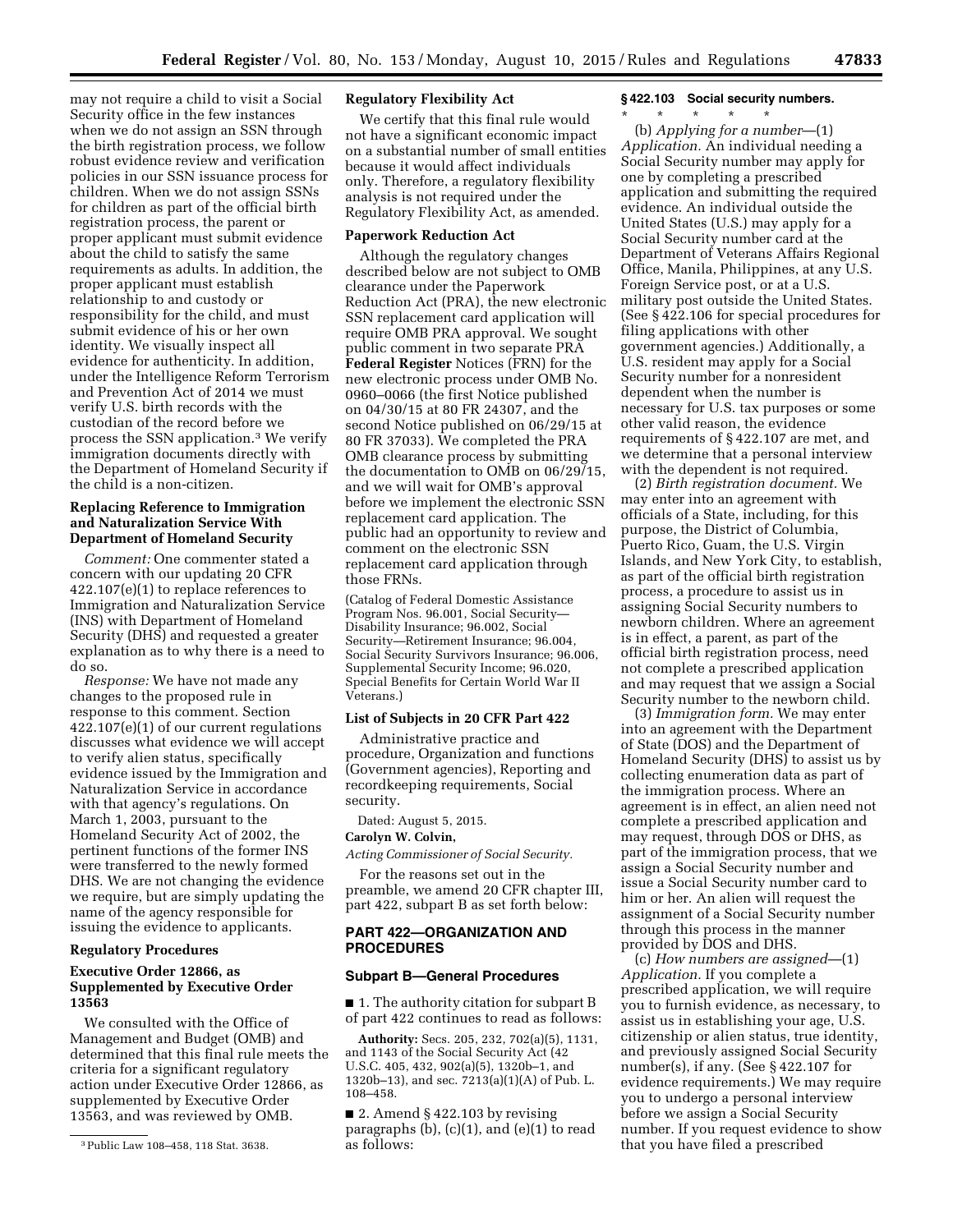may not require a child to visit a Social Security office in the few instances when we do not assign an SSN through the birth registration process, we follow robust evidence review and verification policies in our SSN issuance process for children. When we do not assign SSNs for children as part of the official birth registration process, the parent or proper applicant must submit evidence about the child to satisfy the same requirements as adults. In addition, the proper applicant must establish relationship to and custody or responsibility for the child, and must submit evidence of his or her own identity. We visually inspect all evidence for authenticity. In addition, under the Intelligence Reform Terrorism and Prevention Act of 2014 we must verify U.S. birth records with the custodian of the record before we process the SSN application.[3] We verify immigration documents directly with the Department of Homeland Security if the child is a non-citizen.

### Replacing Reference to Immigration and Naturalization Service With Department of Homeland Security

*Comment:* One commenter stated a concern with our updating 20 CFR 422.107(e)(1) to replace references to Immigration and Naturalization Service (INS) with Department of Homeland Security (DHS) and requested a greater explanation as to why there is a need to do so.

*Response:* We have not made any changes to the proposed rule in response to this comment. Section 422.107(e)(1) of our current regulations discusses what evidence we will accept to verify alien status, specifically evidence issued by the Immigration and Naturalization Service in accordance with that agency's regulations. On March 1, 2003, pursuant to the Homeland Security Act of 2002, the pertinent functions of the former INS were transferred to the newly formed DHS. We are not changing the evidence we require, but are simply updating the name of the agency responsible for issuing the evidence to applicants.

### Regulatory Procedures

### Executive Order 12866, as Supplemented by Executive Order 13563

We consulted with the Office of Management and Budget (OMB) and determined that this final rule meets the criteria for a significant regulatory action under Executive Order 12866, as supplemented by Executive Order 13563, and was reviewed by OMB.

### Regulatory Flexibility Act

We certify that this final rule would not have a significant economic impact on a substantial number of small entities because it would affect individuals only. Therefore, a regulatory flexibility analysis is not required under the Regulatory Flexibility Act, as amended.

### Paperwork Reduction Act

Although the regulatory changes described below are not subject to OMB clearance under the Paperwork Reduction Act (PRA), the new electronic SSN replacement card application will require OMB PRA approval. We sought public comment in two separate PRA **Federal Register** Notices (FRN) for the new electronic process under OMB No. 0960–0066 (the first Notice published on 04/30/15 at 80 FR 24307, and the second Notice published on 06/29/15 at 80 FR 37033). We completed the PRA OMB clearance process by submitting the documentation to OMB on 06/29/15, and we will wait for OMB's approval before we implement the electronic SSN replacement card application. The public had an opportunity to review and comment on the electronic SSN replacement card application through those FRNs.

(Catalog of Federal Domestic Assistance Program Nos. 96.001, Social Security—Disability Insurance; 96.002, Social Security—Retirement Insurance; 96.004, Social Security Survivors Insurance; 96.006, Supplemental Security Income; 96.020, Special Benefits for Certain World War II Veterans.)

### List of Subjects in 20 CFR Part 422

Administrative practice and procedure, Organization and functions (Government agencies), Reporting and recordkeeping requirements, Social security.

Dated: August 5, 2015.

**Carolyn W. Colvin,**

*Acting Commissioner of Social Security.*

For the reasons set out in the preamble, we amend 20 CFR chapter III, part 422, subpart B as set forth below:

## PART 422—ORGANIZATION AND PROCEDURES

### Subpart B—General Procedures

■ 1. The authority citation for subpart B of part 422 continues to read as follows:

**Authority:** Secs. 205, 232, 702(a)(5), 1131, and 1143 of the Social Security Act (42 U.S.C. 405, 432, 902(a)(5), 1320b–1, and 1320b–13), and sec. 7213(a)(1)(A) of Pub. L. 108–458.

■ 2. Amend § 422.103 by revising paragraphs (b), (c)(1), and (e)(1) to read as follows:

### § 422.103 Social security numbers.

\* \* \* \* \*

(b) *Applying for a number*—(1) *Application.* An individual needing a Social Security number may apply for one by completing a prescribed application and submitting the required evidence. An individual outside the United States (U.S.) may apply for a Social Security number card at the Department of Veterans Affairs Regional Office, Manila, Philippines, at any U.S. Foreign Service post, or at a U.S. military post outside the United States. (See § 422.106 for special procedures for filing applications with other government agencies.) Additionally, a U.S. resident may apply for a Social Security number for a nonresident dependent when the number is necessary for U.S. tax purposes or some other valid reason, the evidence requirements of § 422.107 are met, and we determine that a personal interview with the dependent is not required.

(2) *Birth registration document.* We may enter into an agreement with officials of a State, including, for this purpose, the District of Columbia, Puerto Rico, Guam, the U.S. Virgin Islands, and New York City, to establish, as part of the official birth registration process, a procedure to assist us in assigning Social Security numbers to newborn children. Where an agreement is in effect, a parent, as part of the official birth registration process, need not complete a prescribed application and may request that we assign a Social Security number to the newborn child.

(3) *Immigration form.* We may enter into an agreement with the Department of State (DOS) and the Department of Homeland Security (DHS) to assist us by collecting enumeration data as part of the immigration process. Where an agreement is in effect, an alien need not complete a prescribed application and may request, through DOS or DHS, as part of the immigration process, that we assign a Social Security number and issue a Social Security number card to him or her. An alien will request the assignment of a Social Security number through this process in the manner provided by DOS and DHS.

(c) *How numbers are assigned*—(1) *Application.* If you complete a prescribed application, we will require you to furnish evidence, as necessary, to assist us in establishing your age, U.S. citizenship or alien status, true identity, and previously assigned Social Security number(s), if any. (See § 422.107 for evidence requirements.) We may require you to undergo a personal interview before we assign a Social Security number. If you request evidence to show that you have filed a prescribed

---

[3] Public Law 108–458, 118 Stat. 3638.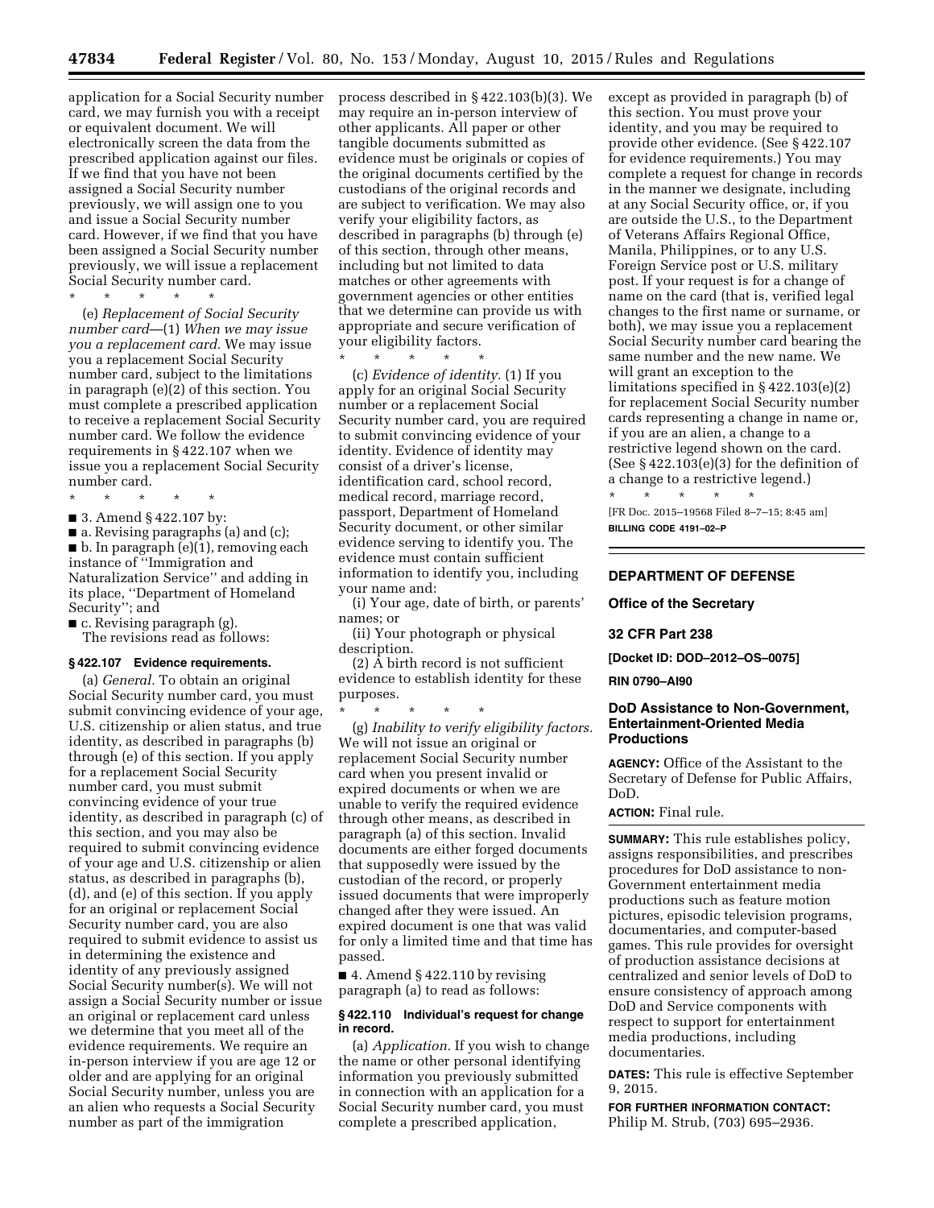application for a Social Security number card, we may furnish you with a receipt or equivalent document. We will electronically screen the data from the prescribed application against our files. If we find that you have not been assigned a Social Security number previously, we will assign one to you and issue a Social Security number card. However, if we find that you have been assigned a Social Security number previously, we will issue a replacement Social Security number card.

\* \* \* \* \*

(e) *Replacement of Social Security number card*—(1) *When we may issue you a replacement card.* We may issue you a replacement Social Security number card, subject to the limitations in paragraph (e)(2) of this section. You must complete a prescribed application to receive a replacement Social Security number card. We follow the evidence requirements in § 422.107 when we issue you a replacement Social Security number card.

\* \* \* \* \*

■ 3. Amend § 422.107 by:

■ a. Revising paragraphs (a) and (c);

■ b. In paragraph (e)(1), removing each instance of ''Immigration and Naturalization Service'' and adding in its place, ''Department of Homeland Security''; and

■ c. Revising paragraph (g).

The revisions read as follows:

**§ 422.107 Evidence requirements.**

(a) *General.* To obtain an original Social Security number card, you must submit convincing evidence of your age, U.S. citizenship or alien status, and true identity, as described in paragraphs (b) through (e) of this section. If you apply for a replacement Social Security number card, you must submit convincing evidence of your true identity, as described in paragraph (c) of this section, and you may also be required to submit convincing evidence of your age and U.S. citizenship or alien status, as described in paragraphs (b), (d), and (e) of this section. If you apply for an original or replacement Social Security number card, you are also required to submit evidence to assist us in determining the existence and identity of any previously assigned Social Security number(s). We will not assign a Social Security number or issue an original or replacement card unless we determine that you meet all of the evidence requirements. We require an in-person interview if you are age 12 or older and are applying for an original Social Security number, unless you are an alien who requests a Social Security number as part of the immigration process described in § 422.103(b)(3). We may require an in-person interview of other applicants. All paper or other tangible documents submitted as evidence must be originals or copies of the original documents certified by the custodians of the original records and are subject to verification. We may also verify your eligibility factors, as described in paragraphs (b) through (e) of this section, through other means, including but not limited to data matches or other agreements with government agencies or other entities that we determine can provide us with appropriate and secure verification of your eligibility factors.

\* \* \* \* \*

(c) *Evidence of identity.* (1) If you apply for an original Social Security number or a replacement Social Security number card, you are required to submit convincing evidence of your identity. Evidence of identity may consist of a driver's license, identification card, school record, medical record, marriage record, passport, Department of Homeland Security document, or other similar evidence serving to identify you. The evidence must contain sufficient information to identify you, including your name and:

(i) Your age, date of birth, or parents' names; or

(ii) Your photograph or physical description.

(2) A birth record is not sufficient evidence to establish identity for these purposes.

\* \* \* \* \*

(g) *Inability to verify eligibility factors.* We will not issue an original or replacement Social Security number card when you present invalid or expired documents or when we are unable to verify the required evidence through other means, as described in paragraph (a) of this section. Invalid documents are either forged documents that supposedly were issued by the custodian of the record, or properly issued documents that were improperly changed after they were issued. An expired document is one that was valid for only a limited time and that time has passed.

■ 4. Amend § 422.110 by revising paragraph (a) to read as follows:

**§ 422.110 Individual's request for change in record.**

(a) *Application.* If you wish to change the name or other personal identifying information you previously submitted in connection with an application for a Social Security number card, you must complete a prescribed application, except as provided in paragraph (b) of this section. You must prove your identity, and you may be required to provide other evidence. (See § 422.107 for evidence requirements.) You may complete a request for change in records in the manner we designate, including at any Social Security office, or, if you are outside the U.S., to the Department of Veterans Affairs Regional Office, Manila, Philippines, or to any U.S. Foreign Service post or U.S. military post. If your request is for a change of name on the card (that is, verified legal changes to the first name or surname, or both), we may issue you a replacement Social Security number card bearing the same number and the new name. We will grant an exception to the limitations specified in § 422.103(e)(2) for replacement Social Security number cards representing a change in name or, if you are an alien, a change to a restrictive legend shown on the card. (See § 422.103(e)(3) for the definition of a change to a restrictive legend.)

\* \* \* \* \*

[FR Doc. 2015–19568 Filed 8–7–15; 8:45 am]

**BILLING CODE 4191–02–P**

## DEPARTMENT OF DEFENSE

### Office of the Secretary

### 32 CFR Part 238

**[Docket ID: DOD–2012–OS–0075]**

**RIN 0790–AI90**

## DoD Assistance to Non-Government, Entertainment-Oriented Media Productions

**AGENCY:** Office of the Assistant to the Secretary of Defense for Public Affairs, DoD.

**ACTION:** Final rule.

**SUMMARY:** This rule establishes policy, assigns responsibilities, and prescribes procedures for DoD assistance to non-Government entertainment media productions such as feature motion pictures, episodic television programs, documentaries, and computer-based games. This rule provides for oversight of production assistance decisions at centralized and senior levels of DoD to ensure consistency of approach among DoD and Service components with respect to support for entertainment media productions, including documentaries.

**DATES:** This rule is effective September 9, 2015.

**FOR FURTHER INFORMATION CONTACT:** Philip M. Strub, (703) 695–2936.